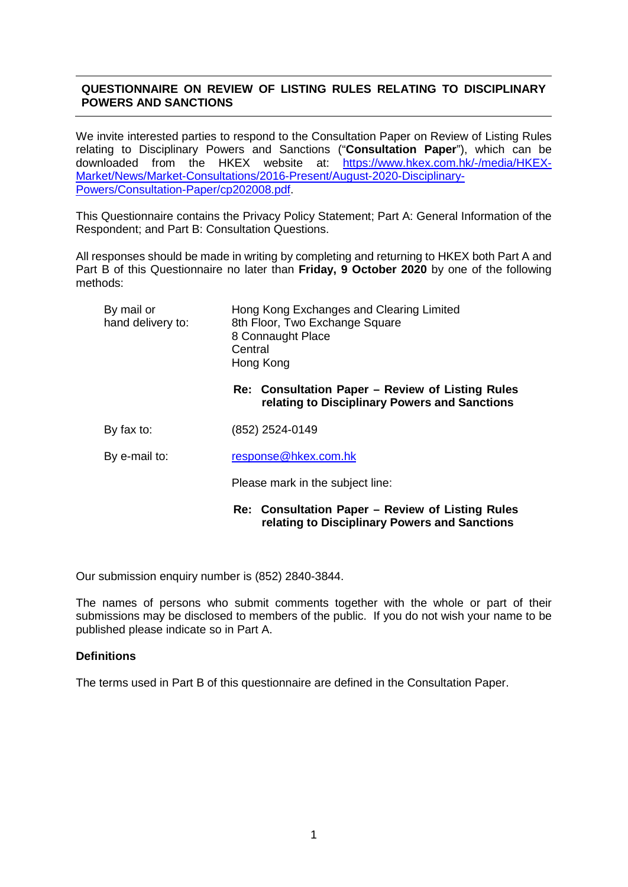## QUESTIONNAIRE ON REVIEW OF LISTING RULES RELATING TO DISCIPLINARY POWERS AND SANCTIONS

We invite interested parties to respond to the Consultation Paper on Review of Listing Rules relating to Disciplinary Powers and Sanctions ("**Consultation Paper**"), which can be downloaded from the HKEX website at: [https://www.hkex.com.hk/-/media/HKEX-Market/News/Market-Consultations/2016-Present/August-2020-Disciplinary-Powers/Consultation-Paper/cp202008.pdf](https://www.hkex.com.hk/-/media/HKEX-Market/News/Market-Consultations/2016-Present/August-2020-Disciplinary-Powers/Consultation-Paper/cp202008.pdf).

This Questionnaire contains the Privacy Policy Statement; Part A: General Information of the Respondent; and Part B: Consultation Questions.

All responses should be made in writing by completing and returning to HKEX both Part A and Part B of this Questionnaire no later than **Friday, 9 October 2020** by one of the following methods:

| | |
|---|---|
| By mail or hand delivery to: | Hong Kong Exchanges and Clearing Limited<br>8th Floor, Two Exchange Square<br>8 Connaught Place<br>Central<br>Hong Kong |
| | **Re: Consultation Paper – Review of Listing Rules relating to Disciplinary Powers and Sanctions** |
| By fax to: | (852) 2524-0149 |
| By e-mail to: | [response@hkex.com.hk](mailto:response@hkex.com.hk) |
| | Please mark in the subject line: |
| | **Re: Consultation Paper – Review of Listing Rules relating to Disciplinary Powers and Sanctions** |

Our submission enquiry number is (852) 2840-3844.

The names of persons who submit comments together with the whole or part of their submissions may be disclosed to members of the public. If you do not wish your name to be published please indicate so in Part A.

**Definitions**

The terms used in Part B of this questionnaire are defined in the Consultation Paper.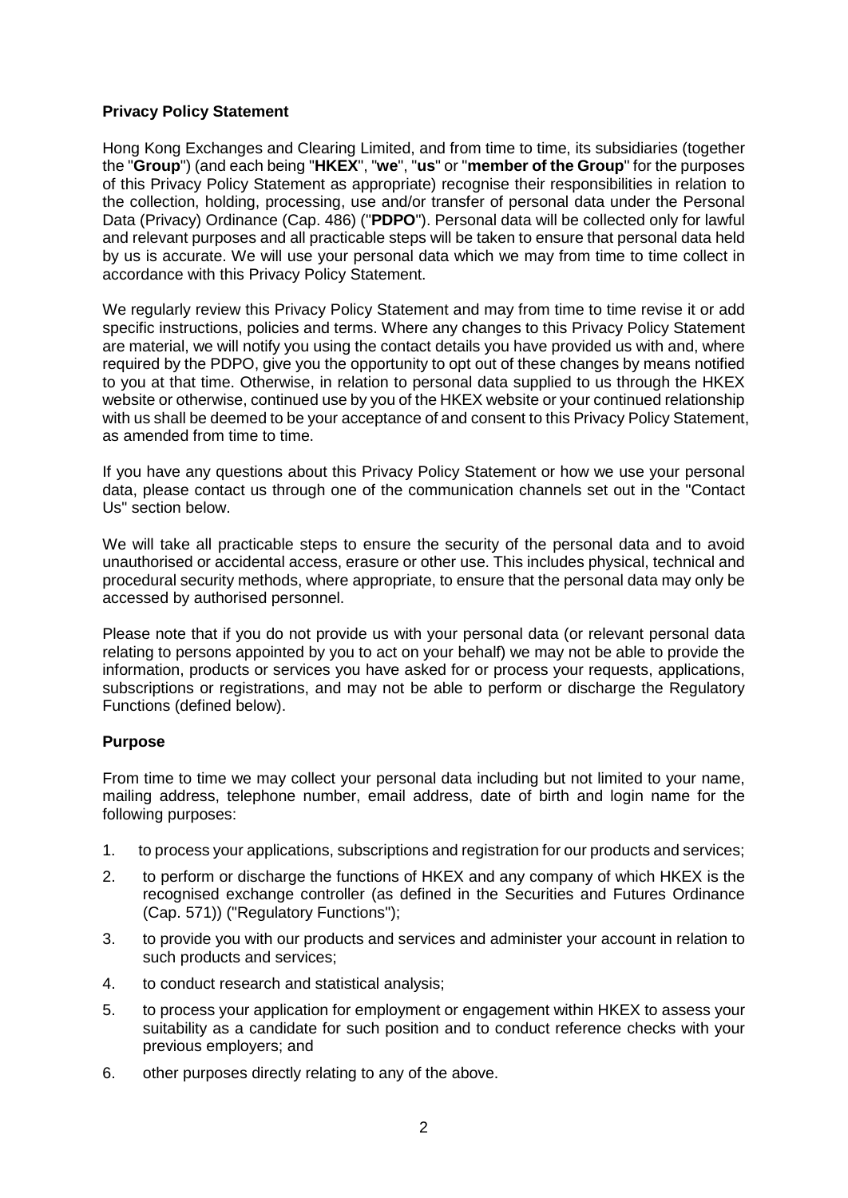**Privacy Policy Statement**

Hong Kong Exchanges and Clearing Limited, and from time to time, its subsidiaries (together the "**Group**") (and each being "**HKEX**", "**we**", "**us**" or "**member of the Group**" for the purposes of this Privacy Policy Statement as appropriate) recognise their responsibilities in relation to the collection, holding, processing, use and/or transfer of personal data under the Personal Data (Privacy) Ordinance (Cap. 486) ("**PDPO**"). Personal data will be collected only for lawful and relevant purposes and all practicable steps will be taken to ensure that personal data held by us is accurate. We will use your personal data which we may from time to time collect in accordance with this Privacy Policy Statement.

We regularly review this Privacy Policy Statement and may from time to time revise it or add specific instructions, policies and terms. Where any changes to this Privacy Policy Statement are material, we will notify you using the contact details you have provided us with and, where required by the PDPO, give you the opportunity to opt out of these changes by means notified to you at that time. Otherwise, in relation to personal data supplied to us through the HKEX website or otherwise, continued use by you of the HKEX website or your continued relationship with us shall be deemed to be your acceptance of and consent to this Privacy Policy Statement, as amended from time to time.

If you have any questions about this Privacy Policy Statement or how we use your personal data, please contact us through one of the communication channels set out in the "Contact Us" section below.

We will take all practicable steps to ensure the security of the personal data and to avoid unauthorised or accidental access, erasure or other use. This includes physical, technical and procedural security methods, where appropriate, to ensure that the personal data may only be accessed by authorised personnel.

Please note that if you do not provide us with your personal data (or relevant personal data relating to persons appointed by you to act on your behalf) we may not be able to provide the information, products or services you have asked for or process your requests, applications, subscriptions or registrations, and may not be able to perform or discharge the Regulatory Functions (defined below).

**Purpose**

From time to time we may collect your personal data including but not limited to your name, mailing address, telephone number, email address, date of birth and login name for the following purposes:

1. to process your applications, subscriptions and registration for our products and services;
2. to perform or discharge the functions of HKEX and any company of which HKEX is the recognised exchange controller (as defined in the Securities and Futures Ordinance (Cap. 571)) ("Regulatory Functions");
3. to provide you with our products and services and administer your account in relation to such products and services;
4. to conduct research and statistical analysis;
5. to process your application for employment or engagement within HKEX to assess your suitability as a candidate for such position and to conduct reference checks with your previous employers; and
6. other purposes directly relating to any of the above.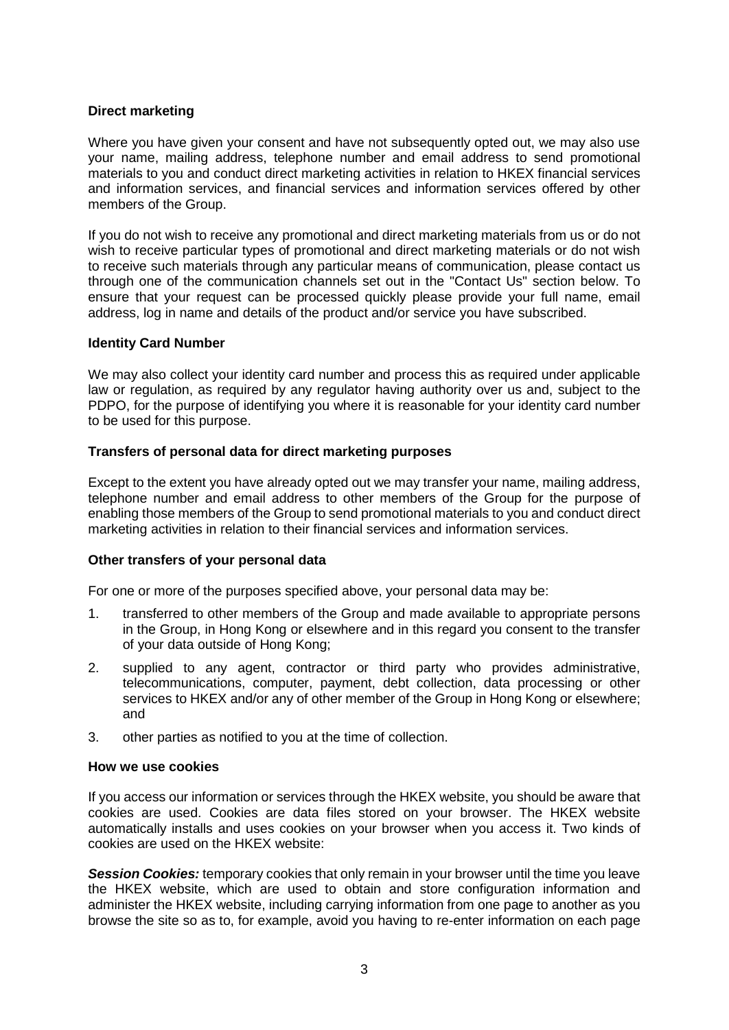**Direct marketing**

Where you have given your consent and have not subsequently opted out, we may also use your name, mailing address, telephone number and email address to send promotional materials to you and conduct direct marketing activities in relation to HKEX financial services and information services, and financial services and information services offered by other members of the Group.

If you do not wish to receive any promotional and direct marketing materials from us or do not wish to receive particular types of promotional and direct marketing materials or do not wish to receive such materials through any particular means of communication, please contact us through one of the communication channels set out in the "Contact Us" section below. To ensure that your request can be processed quickly please provide your full name, email address, log in name and details of the product and/or service you have subscribed.

**Identity Card Number**

We may also collect your identity card number and process this as required under applicable law or regulation, as required by any regulator having authority over us and, subject to the PDPO, for the purpose of identifying you where it is reasonable for your identity card number to be used for this purpose.

**Transfers of personal data for direct marketing purposes**

Except to the extent you have already opted out we may transfer your name, mailing address, telephone number and email address to other members of the Group for the purpose of enabling those members of the Group to send promotional materials to you and conduct direct marketing activities in relation to their financial services and information services.

**Other transfers of your personal data**

For one or more of the purposes specified above, your personal data may be:

1. transferred to other members of the Group and made available to appropriate persons in the Group, in Hong Kong or elsewhere and in this regard you consent to the transfer of your data outside of Hong Kong;
2. supplied to any agent, contractor or third party who provides administrative, telecommunications, computer, payment, debt collection, data processing or other services to HKEX and/or any of other member of the Group in Hong Kong or elsewhere; and
3. other parties as notified to you at the time of collection.

**How we use cookies**

If you access our information or services through the HKEX website, you should be aware that cookies are used. Cookies are data files stored on your browser. The HKEX website automatically installs and uses cookies on your browser when you access it. Two kinds of cookies are used on the HKEX website:

***Session Cookies:*** temporary cookies that only remain in your browser until the time you leave the HKEX website, which are used to obtain and store configuration information and administer the HKEX website, including carrying information from one page to another as you browse the site so as to, for example, avoid you having to re-enter information on each page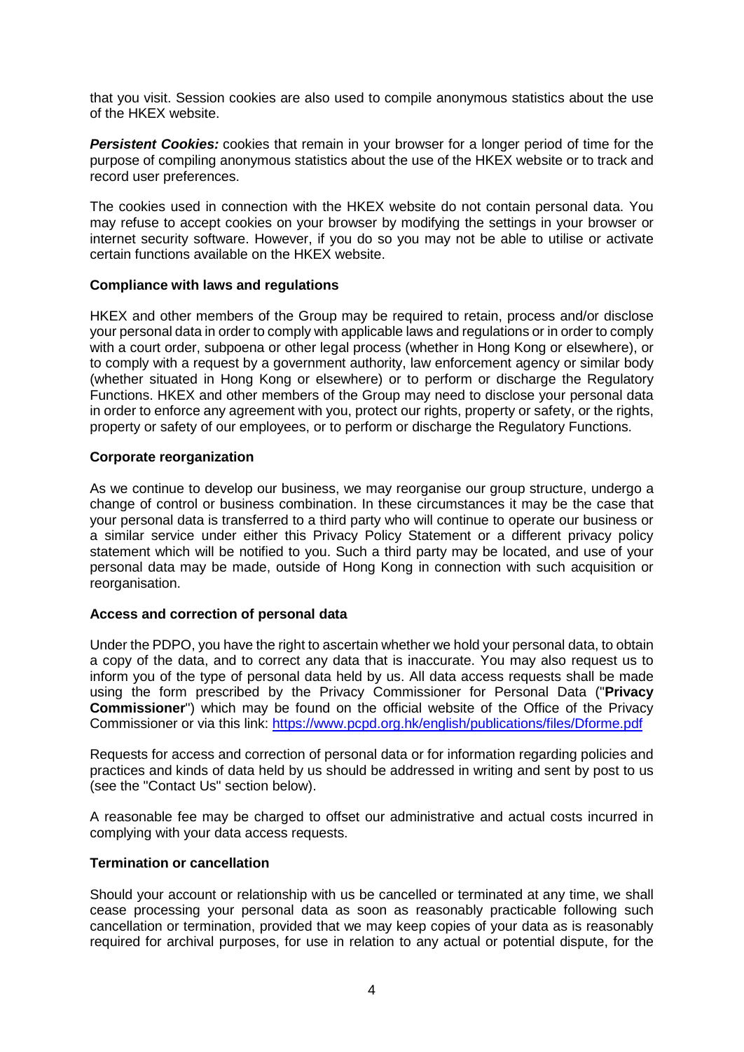that you visit. Session cookies are also used to compile anonymous statistics about the use of the HKEX website.

***Persistent Cookies:*** cookies that remain in your browser for a longer period of time for the purpose of compiling anonymous statistics about the use of the HKEX website or to track and record user preferences.

The cookies used in connection with the HKEX website do not contain personal data. You may refuse to accept cookies on your browser by modifying the settings in your browser or internet security software. However, if you do so you may not be able to utilise or activate certain functions available on the HKEX website.

**Compliance with laws and regulations**

HKEX and other members of the Group may be required to retain, process and/or disclose your personal data in order to comply with applicable laws and regulations or in order to comply with a court order, subpoena or other legal process (whether in Hong Kong or elsewhere), or to comply with a request by a government authority, law enforcement agency or similar body (whether situated in Hong Kong or elsewhere) or to perform or discharge the Regulatory Functions. HKEX and other members of the Group may need to disclose your personal data in order to enforce any agreement with you, protect our rights, property or safety, or the rights, property or safety of our employees, or to perform or discharge the Regulatory Functions.

**Corporate reorganization**

As we continue to develop our business, we may reorganise our group structure, undergo a change of control or business combination. In these circumstances it may be the case that your personal data is transferred to a third party who will continue to operate our business or a similar service under either this Privacy Policy Statement or a different privacy policy statement which will be notified to you. Such a third party may be located, and use of your personal data may be made, outside of Hong Kong in connection with such acquisition or reorganisation.

**Access and correction of personal data**

Under the PDPO, you have the right to ascertain whether we hold your personal data, to obtain a copy of the data, and to correct any data that is inaccurate. You may also request us to inform you of the type of personal data held by us. All data access requests shall be made using the form prescribed by the Privacy Commissioner for Personal Data ("**Privacy Commissioner**") which may be found on the official website of the Office of the Privacy Commissioner or via this link: https://www.pcpd.org.hk/english/publications/files/Dforme.pdf

Requests for access and correction of personal data or for information regarding policies and practices and kinds of data held by us should be addressed in writing and sent by post to us (see the "Contact Us" section below).

A reasonable fee may be charged to offset our administrative and actual costs incurred in complying with your data access requests.

**Termination or cancellation**

Should your account or relationship with us be cancelled or terminated at any time, we shall cease processing your personal data as soon as reasonably practicable following such cancellation or termination, provided that we may keep copies of your data as is reasonably required for archival purposes, for use in relation to any actual or potential dispute, for the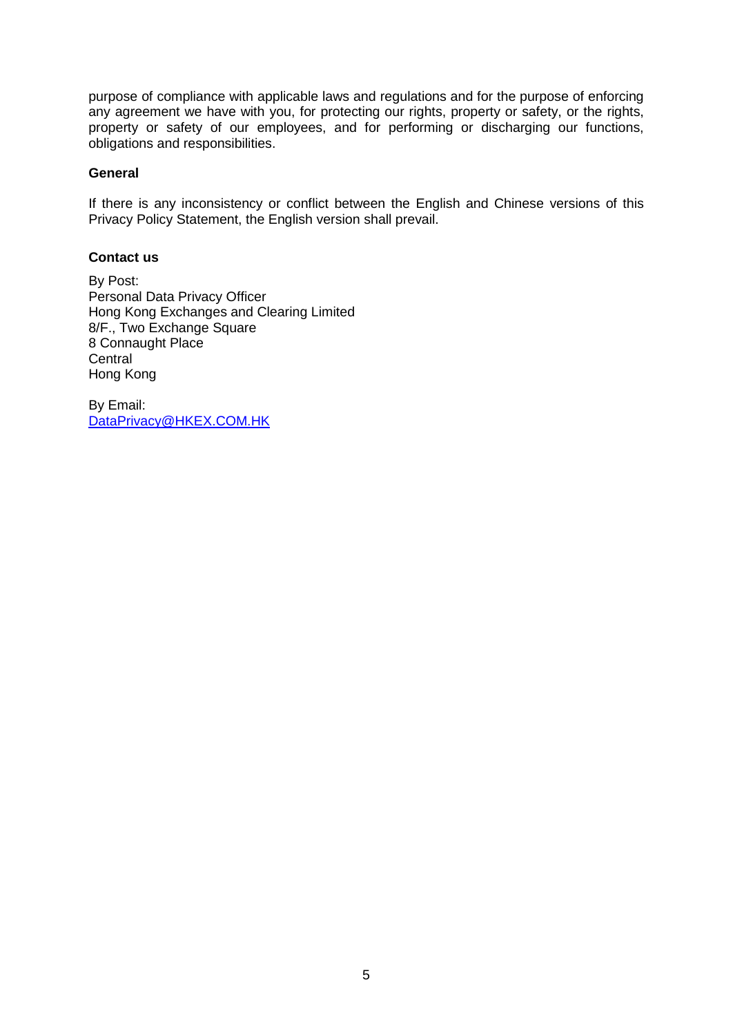purpose of compliance with applicable laws and regulations and for the purpose of enforcing any agreement we have with you, for protecting our rights, property or safety, or the rights, property or safety of our employees, and for performing or discharging our functions, obligations and responsibilities.

**General**

If there is any inconsistency or conflict between the English and Chinese versions of this Privacy Policy Statement, the English version shall prevail.

**Contact us**

By Post:
Personal Data Privacy Officer
Hong Kong Exchanges and Clearing Limited
8/F., Two Exchange Square
8 Connaught Place
Central
Hong Kong

By Email:
DataPrivacy@HKEX.COM.HK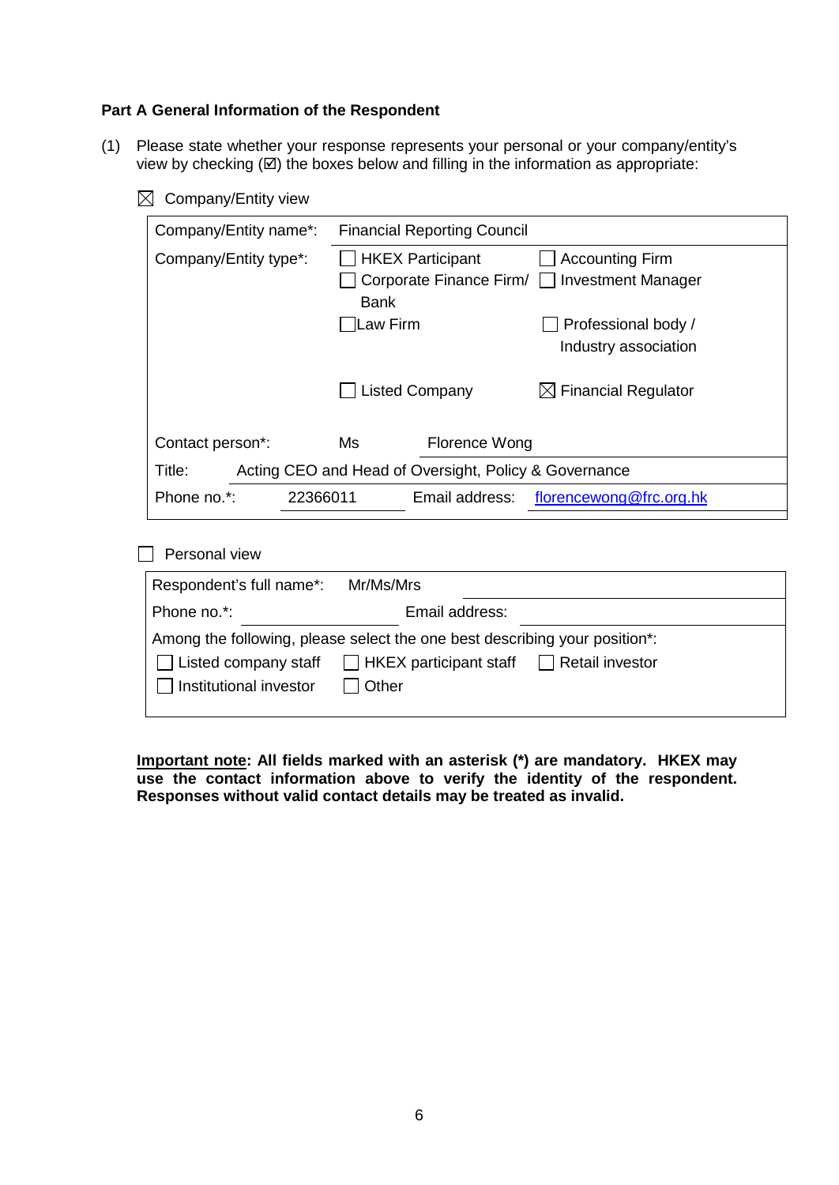**Part A General Information of the Respondent**

(1) Please state whether your response represents your personal or your company/entity's view by checking (☑) the boxes below and filling in the information as appropriate:

☒ Company/Entity view

| Company/Entity name*: | Financial Reporting Council | |
|---|---|---|
| Company/Entity type*: | ☐ HKEX Participant | ☐ Accounting Firm |
| | ☐ Corporate Finance Firm/ Bank | ☐ Investment Manager |
| | ☐ Law Firm | ☐ Professional body / Industry association |
| | ☐ Listed Company | ☒ Financial Regulator |
| Contact person*: | Ms | Florence Wong |
| Title: | Acting CEO and Head of Oversight, Policy & Governance | |
| Phone no.*: 22366011 | Email address: | florencewong@frc.org.hk |

☐ Personal view

| Respondent's full name*: | Mr/Ms/Mrs | |
|---|---|---|
| Phone no.*: | Email address: | |
| Among the following, please select the one best describing your position*: | | |
| ☐ Listed company staff | ☐ HKEX participant staff | ☐ Retail investor |
| ☐ Institutional investor | ☐ Other | |

**Important note: All fields marked with an asterisk (*) are mandatory. HKEX may use the contact information above to verify the identity of the respondent. Responses without valid contact details may be treated as invalid.**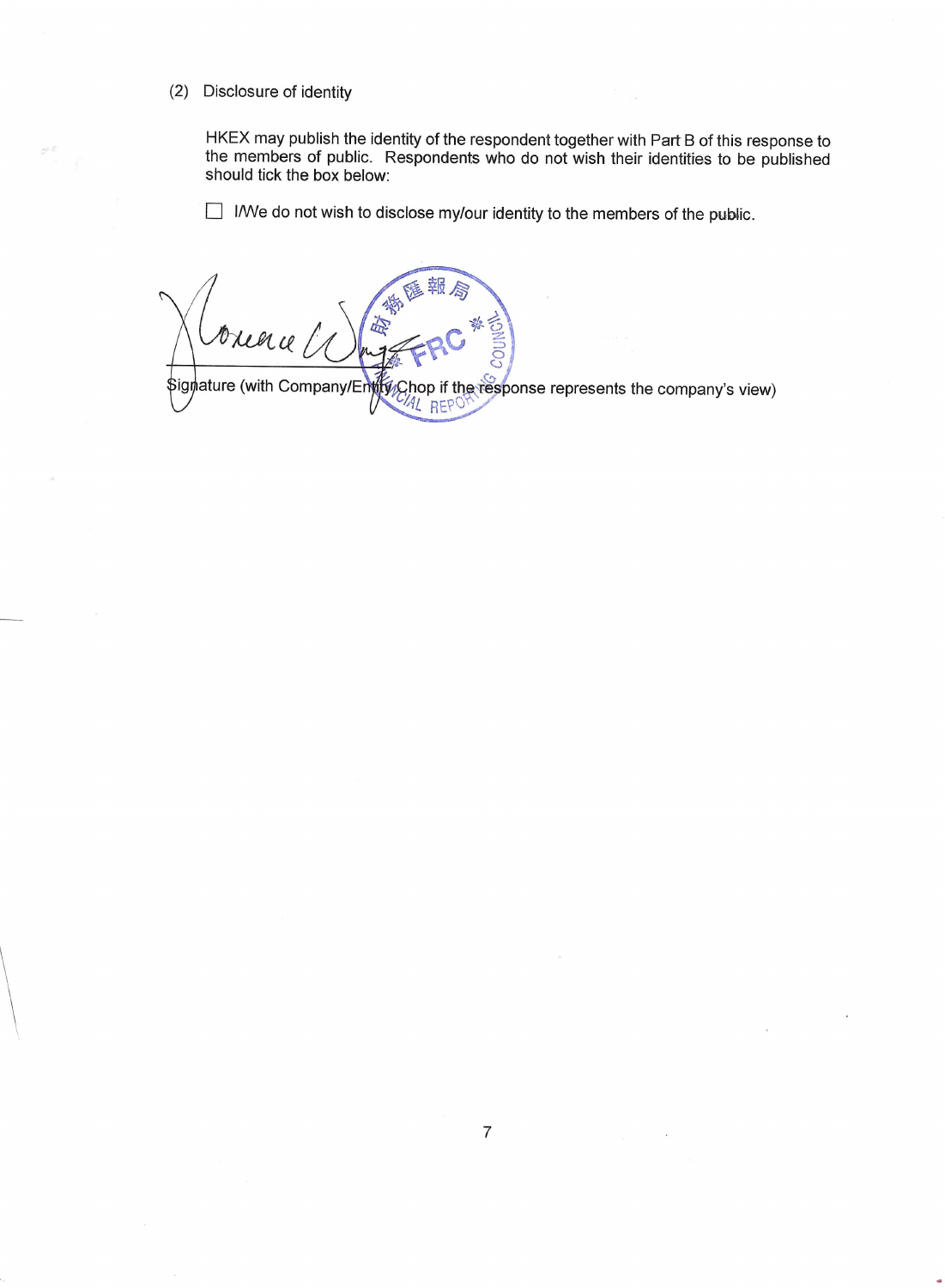(2) Disclosure of identity

HKEX may publish the identity of the respondent together with Part B of this response to the members of public. Respondents who do not wish their identities to be published should tick the box below:

☐ I/We do not wish to disclose my/our identity to the members of the public.

Signature (with Company/Entity Chop if the response represents the company's view)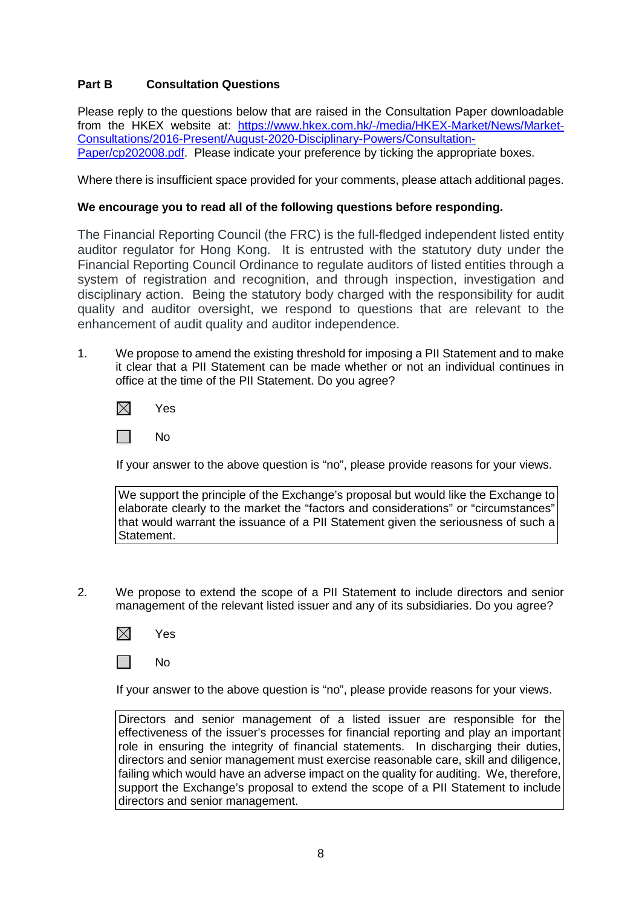**Part B Consultation Questions**

Please reply to the questions below that are raised in the Consultation Paper downloadable from the HKEX website at: [https://www.hkex.com.hk/-/media/HKEX-Market/News/Market-Consultations/2016-Present/August-2020-Disciplinary-Powers/Consultation-Paper/cp202008.pdf](https://www.hkex.com.hk/-/media/HKEX-Market/News/Market-Consultations/2016-Present/August-2020-Disciplinary-Powers/Consultation-Paper/cp202008.pdf). Please indicate your preference by ticking the appropriate boxes.

Where there is insufficient space provided for your comments, please attach additional pages.

**We encourage you to read all of the following questions before responding.**

The Financial Reporting Council (the FRC) is the full-fledged independent listed entity auditor regulator for Hong Kong. It is entrusted with the statutory duty under the Financial Reporting Council Ordinance to regulate auditors of listed entities through a system of registration and recognition, and through inspection, investigation and disciplinary action. Being the statutory body charged with the responsibility for audit quality and auditor oversight, we respond to questions that are relevant to the enhancement of audit quality and auditor independence.

1. We propose to amend the existing threshold for imposing a PII Statement and to make it clear that a PII Statement can be made whether or not an individual continues in office at the time of the PII Statement. Do you agree?

   ☒ Yes

   ☐ No

   If your answer to the above question is "no", please provide reasons for your views.

   We support the principle of the Exchange's proposal but would like the Exchange to elaborate clearly to the market the "factors and considerations" or "circumstances" that would warrant the issuance of a PII Statement given the seriousness of such a Statement.

2. We propose to extend the scope of a PII Statement to include directors and senior management of the relevant listed issuer and any of its subsidiaries. Do you agree?

   ☒ Yes

   ☐ No

   If your answer to the above question is "no", please provide reasons for your views.

   Directors and senior management of a listed issuer are responsible for the effectiveness of the issuer's processes for financial reporting and play an important role in ensuring the integrity of financial statements. In discharging their duties, directors and senior management must exercise reasonable care, skill and diligence, failing which would have an adverse impact on the quality for auditing. We, therefore, support the Exchange's proposal to extend the scope of a PII Statement to include directors and senior management.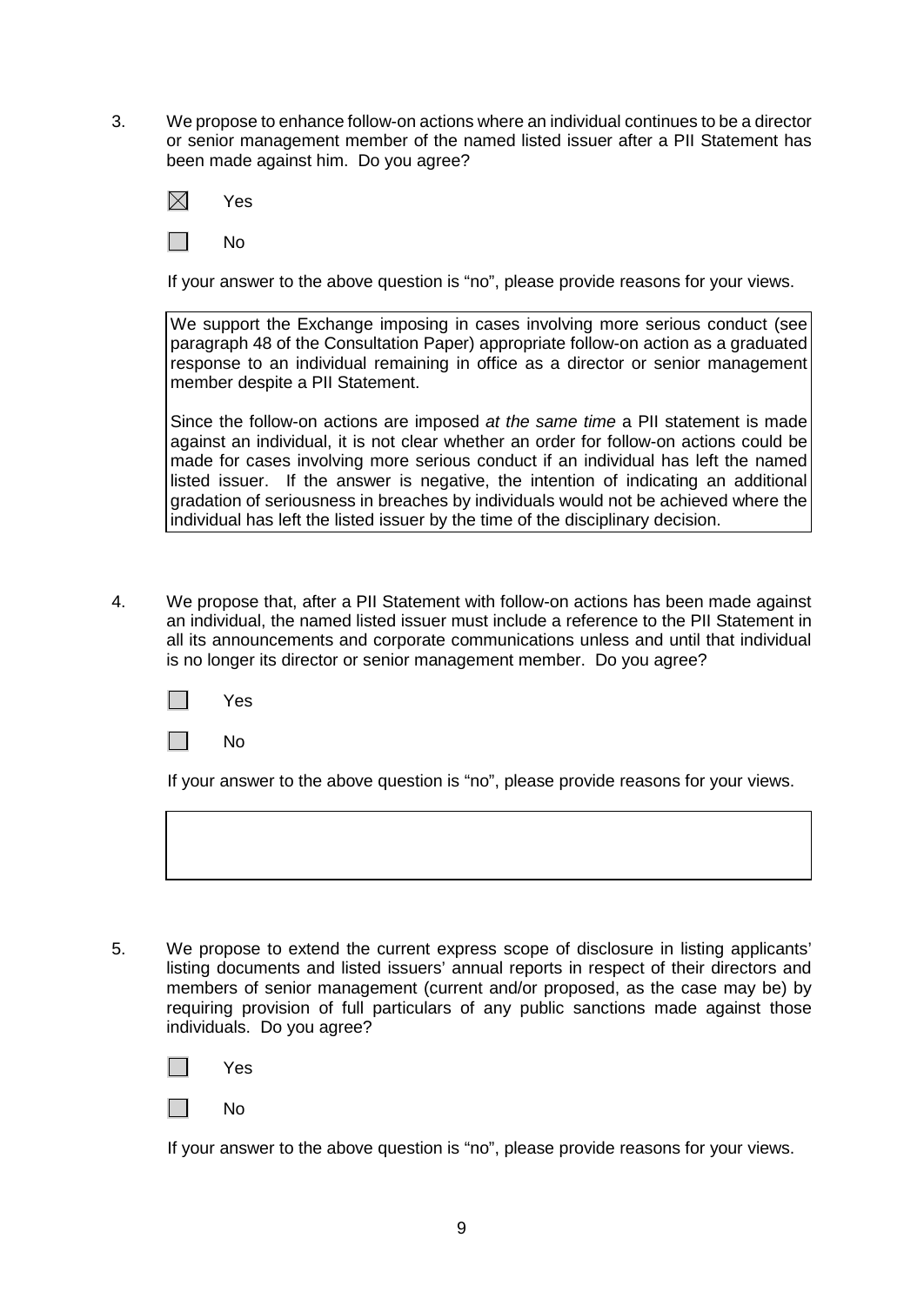3. We propose to enhance follow-on actions where an individual continues to be a director or senior management member of the named listed issuer after a PII Statement has been made against him. Do you agree?

- [x] Yes
- [ ] No

If your answer to the above question is "no", please provide reasons for your views.

> We support the Exchange imposing in cases involving more serious conduct (see paragraph 48 of the Consultation Paper) appropriate follow-on action as a graduated response to an individual remaining in office as a director or senior management member despite a PII Statement.
>
> Since the follow-on actions are imposed *at the same time* a PII statement is made against an individual, it is not clear whether an order for follow-on actions could be made for cases involving more serious conduct if an individual has left the named listed issuer. If the answer is negative, the intention of indicating an additional gradation of seriousness in breaches by individuals would not be achieved where the individual has left the listed issuer by the time of the disciplinary decision.

4. We propose that, after a PII Statement with follow-on actions has been made against an individual, the named listed issuer must include a reference to the PII Statement in all its announcements and corporate communications unless and until that individual is no longer its director or senior management member. Do you agree?

- [ ] Yes
- [ ] No

If your answer to the above question is "no", please provide reasons for your views.

5. We propose to extend the current express scope of disclosure in listing applicants' listing documents and listed issuers' annual reports in respect of their directors and members of senior management (current and/or proposed, as the case may be) by requiring provision of full particulars of any public sanctions made against those individuals. Do you agree?

- [ ] Yes
- [ ] No

If your answer to the above question is "no", please provide reasons for your views.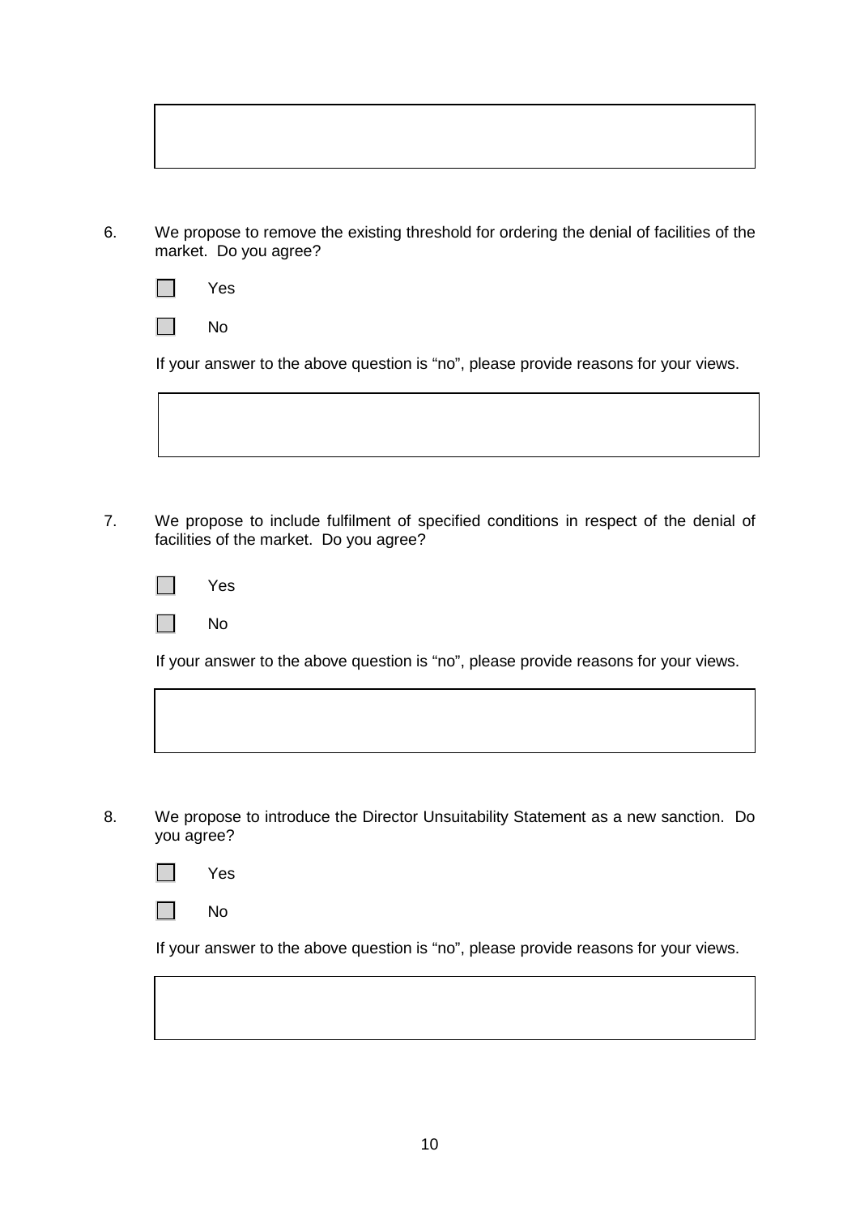6. We propose to remove the existing threshold for ordering the denial of facilities of the market. Do you agree?

   ☐ Yes

   ☐ No

   If your answer to the above question is "no", please provide reasons for your views.

7. We propose to include fulfilment of specified conditions in respect of the denial of facilities of the market. Do you agree?

   ☐ Yes

   ☐ No

   If your answer to the above question is "no", please provide reasons for your views.

8. We propose to introduce the Director Unsuitability Statement as a new sanction. Do you agree?

   ☐ Yes

   ☐ No

   If your answer to the above question is "no", please provide reasons for your views.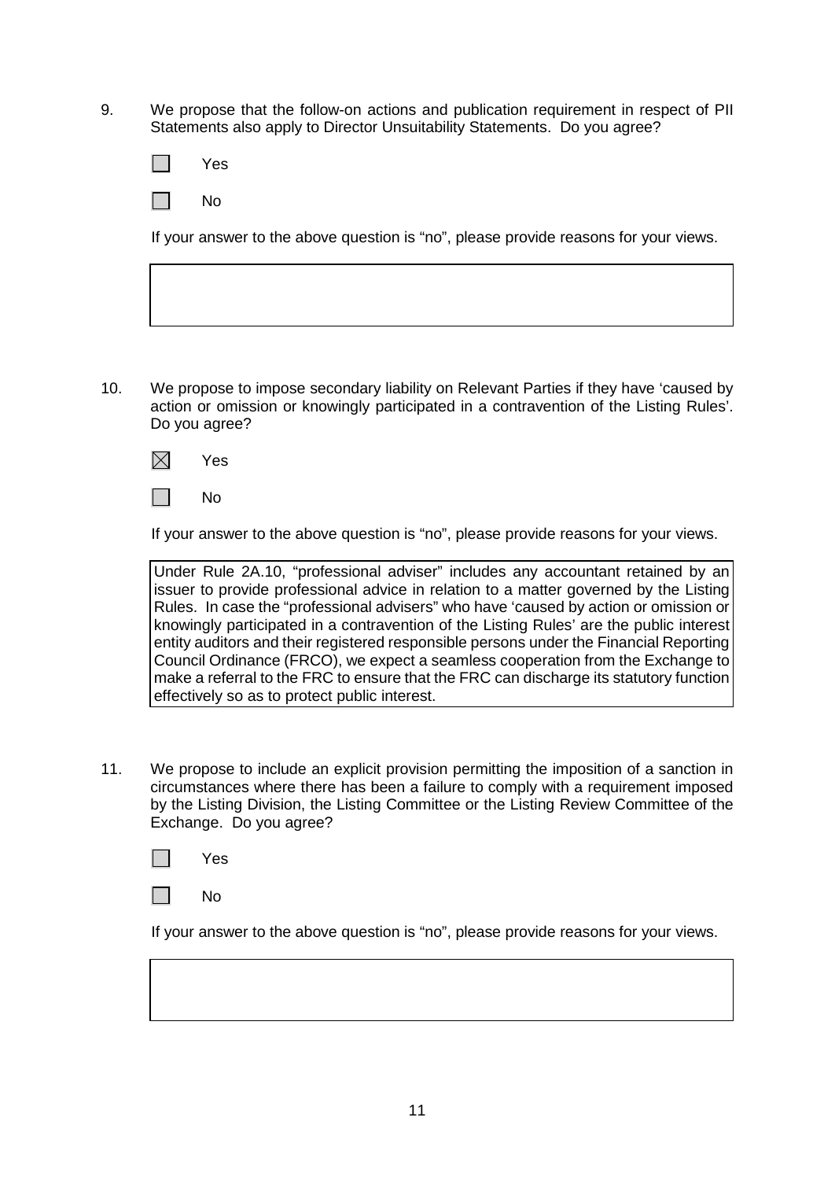9. We propose that the follow-on actions and publication requirement in respect of PII Statements also apply to Director Unsuitability Statements. Do you agree?

   ☐ Yes

   ☐ No

   If your answer to the above question is "no", please provide reasons for your views.

10. We propose to impose secondary liability on Relevant Parties if they have 'caused by action or omission or knowingly participated in a contravention of the Listing Rules'. Do you agree?

    ☒ Yes

    ☐ No

    If your answer to the above question is "no", please provide reasons for your views.

    > Under Rule 2A.10, "professional adviser" includes any accountant retained by an issuer to provide professional advice in relation to a matter governed by the Listing Rules. In case the "professional advisers" who have 'caused by action or omission or knowingly participated in a contravention of the Listing Rules' are the public interest entity auditors and their registered responsible persons under the Financial Reporting Council Ordinance (FRCO), we expect a seamless cooperation from the Exchange to make a referral to the FRC to ensure that the FRC can discharge its statutory function effectively so as to protect public interest.

11. We propose to include an explicit provision permitting the imposition of a sanction in circumstances where there has been a failure to comply with a requirement imposed by the Listing Division, the Listing Committee or the Listing Review Committee of the Exchange. Do you agree?

    ☐ Yes

    ☐ No

    If your answer to the above question is "no", please provide reasons for your views.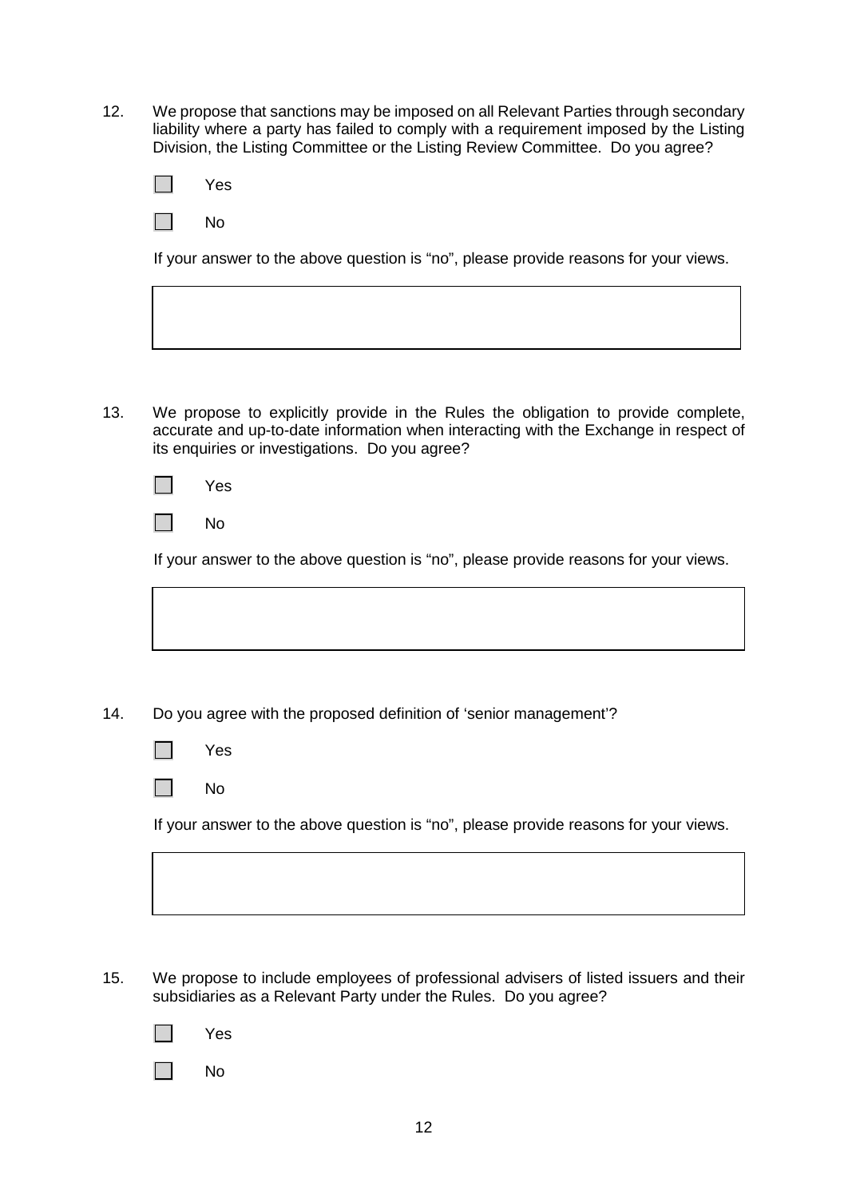12. We propose that sanctions may be imposed on all Relevant Parties through secondary liability where a party has failed to comply with a requirement imposed by the Listing Division, the Listing Committee or the Listing Review Committee. Do you agree?

 ☐ Yes

 ☐ No

 If your answer to the above question is "no", please provide reasons for your views.

13. We propose to explicitly provide in the Rules the obligation to provide complete, accurate and up-to-date information when interacting with the Exchange in respect of its enquiries or investigations. Do you agree?

 ☐ Yes

 ☐ No

 If your answer to the above question is "no", please provide reasons for your views.

14. Do you agree with the proposed definition of 'senior management'?

 ☐ Yes

 ☐ No

 If your answer to the above question is "no", please provide reasons for your views.

15. We propose to include employees of professional advisers of listed issuers and their subsidiaries as a Relevant Party under the Rules. Do you agree?

 ☐ Yes

 ☐ No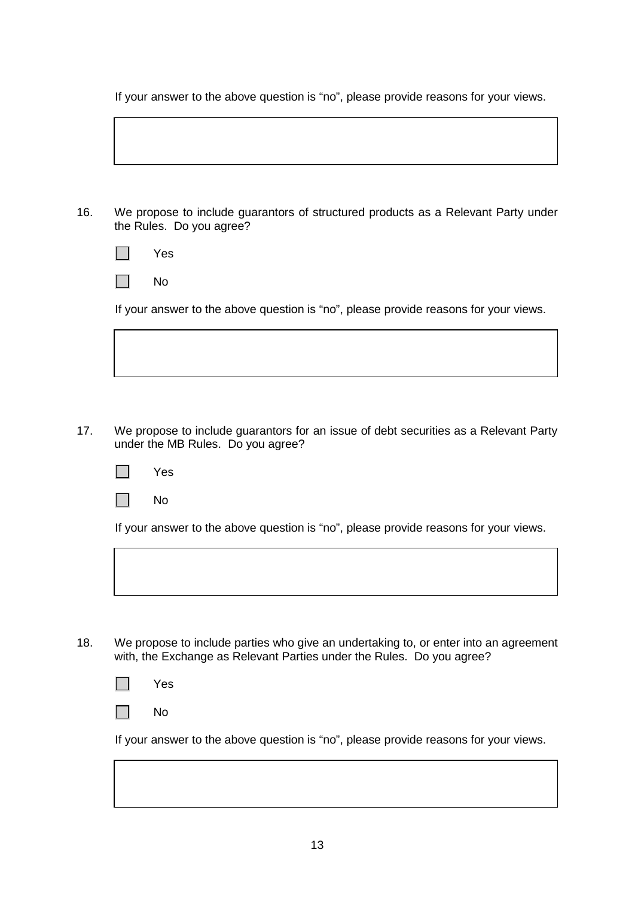If your answer to the above question is "no", please provide reasons for your views.

|  |
|---|
|  |

16. We propose to include guarantors of structured products as a Relevant Party under the Rules. Do you agree?

☐ Yes

☐ No

If your answer to the above question is "no", please provide reasons for your views.

|  |
|---|
|  |

17. We propose to include guarantors for an issue of debt securities as a Relevant Party under the MB Rules. Do you agree?

☐ Yes

☐ No

If your answer to the above question is "no", please provide reasons for your views.

|  |
|---|
|  |

18. We propose to include parties who give an undertaking to, or enter into an agreement with, the Exchange as Relevant Parties under the Rules. Do you agree?

☐ Yes

☐ No

If your answer to the above question is "no", please provide reasons for your views.

|  |
|---|
|  |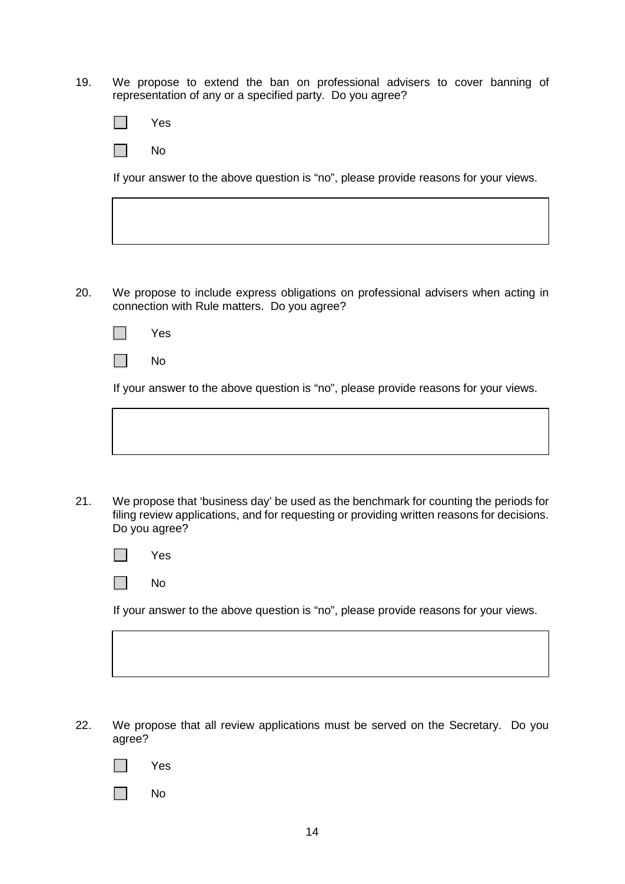19. We propose to extend the ban on professional advisers to cover banning of representation of any or a specified party. Do you agree?

    ☐ Yes

    ☐ No

    If your answer to the above question is "no", please provide reasons for your views.

    |  |
    |---|
    |  |

20. We propose to include express obligations on professional advisers when acting in connection with Rule matters. Do you agree?

    ☐ Yes

    ☐ No

    If your answer to the above question is "no", please provide reasons for your views.

    |  |
    |---|
    |  |

21. We propose that 'business day' be used as the benchmark for counting the periods for filing review applications, and for requesting or providing written reasons for decisions. Do you agree?

    ☐ Yes

    ☐ No

    If your answer to the above question is "no", please provide reasons for your views.

    |  |
    |---|
    |  |

22. We propose that all review applications must be served on the Secretary. Do you agree?

    ☐ Yes

    ☐ No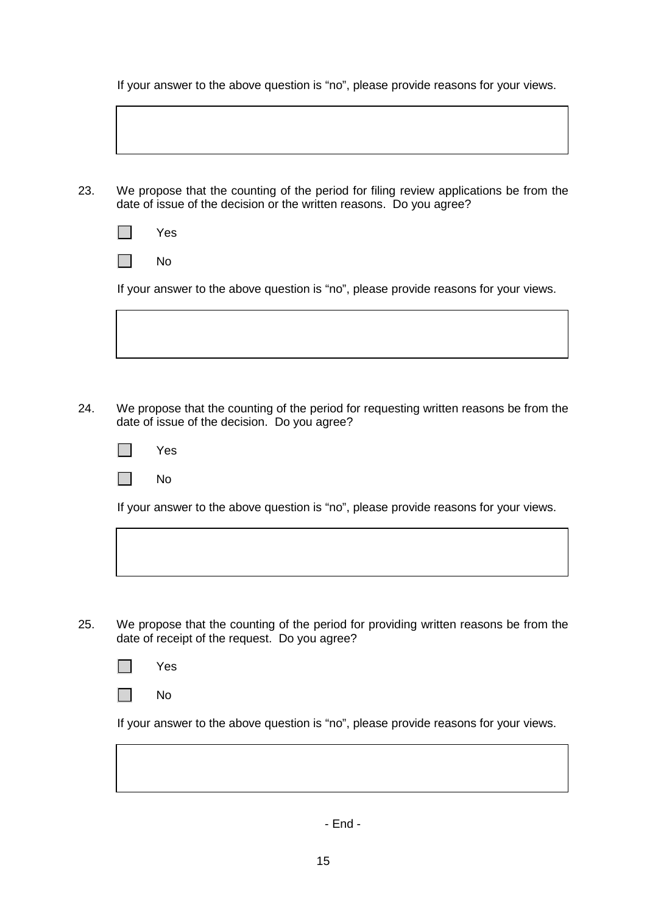If your answer to the above question is "no", please provide reasons for your views.

23. We propose that the counting of the period for filing review applications be from the date of issue of the decision or the written reasons. Do you agree?

☐ Yes

☐ No

If your answer to the above question is "no", please provide reasons for your views.

24. We propose that the counting of the period for requesting written reasons be from the date of issue of the decision. Do you agree?

☐ Yes

☐ No

If your answer to the above question is "no", please provide reasons for your views.

25. We propose that the counting of the period for providing written reasons be from the date of receipt of the request. Do you agree?

☐ Yes

☐ No

If your answer to the above question is "no", please provide reasons for your views.

- End -